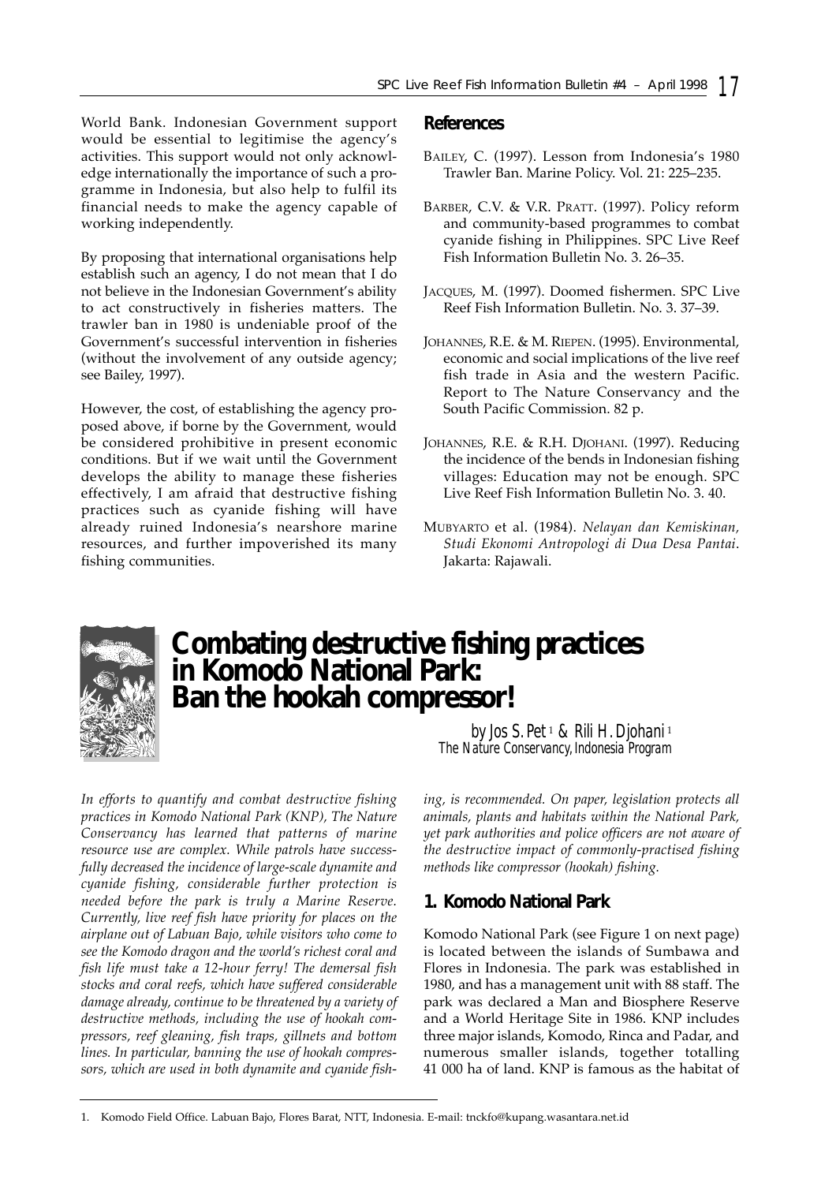World Bank. Indonesian Government support would be essential to legitimise the agency's activities. This support would not only acknowledge internationally the importance of such a programme in Indonesia, but also help to fulfil its financial needs to make the agency capable of working independently.

By proposing that international organisations help establish such an agency, I do not mean that I do not believe in the Indonesian Government's ability to act constructively in fisheries matters. The trawler ban in 1980 is undeniable proof of the Government's successful intervention in fisheries (without the involvement of any outside agency; see Bailey, 1997).

However, the cost, of establishing the agency proposed above, if borne by the Government, would be considered prohibitive in present economic conditions. But if we wait until the Government develops the ability to manage these fisheries effectively, I am afraid that destructive fishing practices such as cyanide fishing will have already ruined Indonesia's nearshore marine resources, and further impoverished its many fishing communities.

## References

BAILEY, C. (1997). Lesson from Indonesia's 1980 Trawler Ban. Marine Policy. Vol. 21: 225–235.

BARBER, C.V. & V.R. PRATT. (1997). Policy reform and community-based programmes to combat cyanide fishing in Philippines. SPC Live Reef Fish Information Bulletin No. 3. 26–35.

JACQUES, M. (1997). Doomed fishermen. SPC Live Reef Fish Information Bulletin. No. 3. 37–39.

JOHANNES, R.E. & M. RIEPEN. (1995). Environmental, economic and social implications of the live reef fish trade in Asia and the western Pacific. Report to The Nature Conservancy and the South Pacific Commission. 82 p.

JOHANNES, R.E. & R.H. DJOHANI. (1997). Reducing the incidence of the bends in Indonesian fishing villages: Education may not be enough. SPC Live Reef Fish Information Bulletin No. 3. 40.

MUBYARTO et al. (1984). *Nelayan dan Kemiskinan, Studi Ekonomi Antropologi di Dua Desa Pantai*. Jakarta: Rajawali.

# Combating destructive fishing practices in Komodo National Park: Ban the hookah compressor!

*by Jos S. Pet*[1] *& Rili H. Djohani*[1]
*The Nature Conservancy, Indonesia Program*

*In efforts to quantify and combat destructive fishing practices in Komodo National Park (KNP), The Nature Conservancy has learned that patterns of marine resource use are complex. While patrols have successfully decreased the incidence of large-scale dynamite and cyanide fishing, considerable further protection is needed before the park is truly a Marine Reserve. Currently, live reef fish have priority for places on the airplane out of Labuan Bajo, while visitors who come to see the Komodo dragon and the world's richest coral and fish life must take a 12-hour ferry! The demersal fish stocks and coral reefs, which have suffered considerable damage already, continue to be threatened by a variety of destructive methods, including the use of hookah compressors, reef gleaning, fish traps, gillnets and bottom lines. In particular, banning the use of hookah compressors, which are used in both dynamite and cyanide fishing, is recommended. On paper, legislation protects all animals, plants and habitats within the National Park, yet park authorities and police officers are not aware of the destructive impact of commonly-practised fishing methods like compressor (hookah) fishing.*

## 1. Komodo National Park

Komodo National Park (see Figure 1 on next page) is located between the islands of Sumbawa and Flores in Indonesia. The park was established in 1980, and has a management unit with 88 staff. The park was declared a Man and Biosphere Reserve and a World Heritage Site in 1986. KNP includes three major islands, Komodo, Rinca and Padar, and numerous smaller islands, together totalling 41 000 ha of land. KNP is famous as the habitat of

---

1. Komodo Field Office. Labuan Bajo, Flores Barat, NTT, Indonesia. E-mail: tnckfo@kupang.wasantara.net.id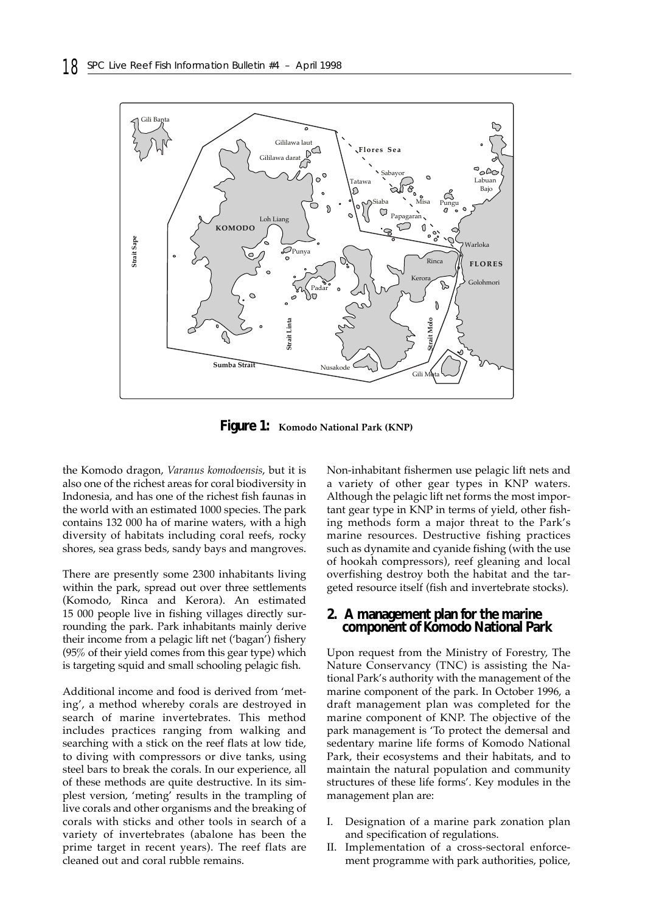**Figure 1:** Komodo National Park (KNP)

the Komodo dragon, *Varanus komodoensis*, but it is also one of the richest areas for coral biodiversity in Indonesia, and has one of the richest fish faunas in the world with an estimated 1000 species. The park contains 132 000 ha of marine waters, with a high diversity of habitats including coral reefs, rocky shores, sea grass beds, sandy bays and mangroves.

There are presently some 2300 inhabitants living within the park, spread out over three settlements (Komodo, Rinca and Kerora). An estimated 15 000 people live in fishing villages directly surrounding the park. Park inhabitants mainly derive their income from a pelagic lift net ('bagan') fishery (95% of their yield comes from this gear type) which is targeting squid and small schooling pelagic fish.

Additional income and food is derived from 'meting', a method whereby corals are destroyed in search of marine invertebrates. This method includes practices ranging from walking and searching with a stick on the reef flats at low tide, to diving with compressors or dive tanks, using steel bars to break the corals. In our experience, all of these methods are quite destructive. In its simplest version, 'meting' results in the trampling of live corals and other organisms and the breaking of corals with sticks and other tools in search of a variety of invertebrates (abalone has been the prime target in recent years). The reef flats are cleaned out and coral rubble remains.

Non-inhabitant fishermen use pelagic lift nets and a variety of other gear types in KNP waters. Although the pelagic lift net forms the most important gear type in KNP in terms of yield, other fishing methods form a major threat to the Park's marine resources. Destructive fishing practices such as dynamite and cyanide fishing (with the use of hookah compressors), reef gleaning and local overfishing destroy both the habitat and the targeted resource itself (fish and invertebrate stocks).

## 2. A management plan for the marine component of Komodo National Park

Upon request from the Ministry of Forestry, The Nature Conservancy (TNC) is assisting the National Park's authority with the management of the marine component of the park. In October 1996, a draft management plan was completed for the marine component of KNP. The objective of the park management is 'To protect the demersal and sedentary marine life forms of Komodo National Park, their ecosystems and their habitats, and to maintain the natural population and community structures of these life forms'. Key modules in the management plan are:

I. Designation of a marine park zonation plan and specification of regulations.
II. Implementation of a cross-sectoral enforcement programme with park authorities, police,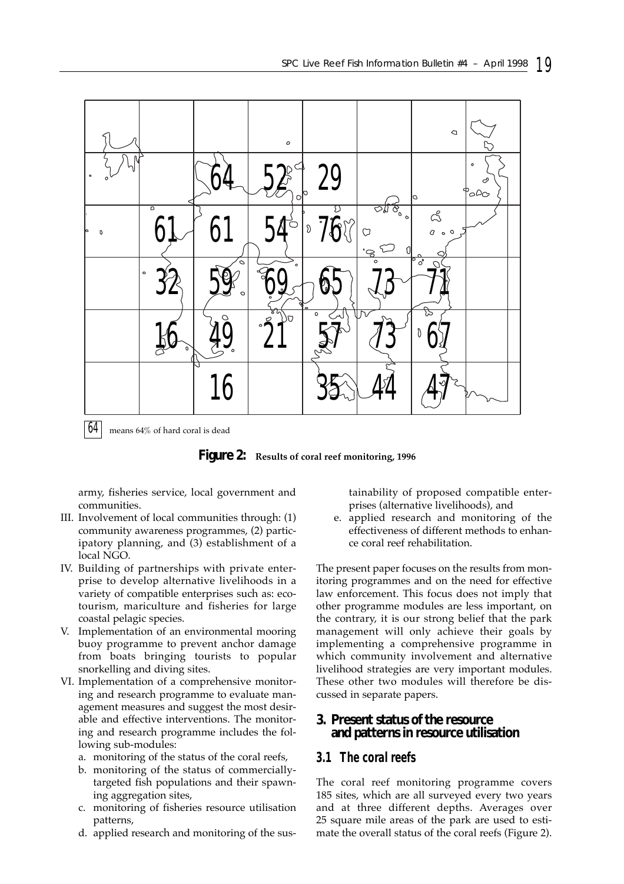|  |  |  |  |  |  |  |  |
|---|---|---|---|---|---|---|---|
|  |  | 64 | 52 | 29 |  |  |  |
|  | 61 | 61 | 54 | 76 |  |  |  |
|  | 32 | 59 | 69 | 65 | 73 | 71 |  |
|  | 16 | 49 | 21 | 57 | 73 | 67 |  |
|  |  | 16 |  | 35 | 44 | 47 |  |

64 means 64% of hard coral is dead

**Figure 2:** Results of coral reef monitoring, 1996

army, fisheries service, local government and communities.

III. Involvement of local communities through: (1) community awareness programmes, (2) participatory planning, and (3) establishment of a local NGO.

IV. Building of partnerships with private enterprise to develop alternative livelihoods in a variety of compatible enterprises such as: ecotourism, mariculture and fisheries for large coastal pelagic species.

V. Implementation of an environmental mooring buoy programme to prevent anchor damage from boats bringing tourists to popular snorkelling and diving sites.

VI. Implementation of a comprehensive monitoring and research programme to evaluate management measures and suggest the most desirable and effective interventions. The monitoring and research programme includes the following sub-modules:

   a. monitoring of the status of the coral reefs,
   b. monitoring of the status of commercially-targeted fish populations and their spawning aggregation sites,
   c. monitoring of fisheries resource utilisation patterns,
   d. applied research and monitoring of the sustainability of proposed compatible enterprises (alternative livelihoods), and
   e. applied research and monitoring of the effectiveness of different methods to enhance coral reef rehabilitation.

The present paper focuses on the results from monitoring programmes and on the need for effective law enforcement. This focus does not imply that other programme modules are less important, on the contrary, it is our strong belief that the park management will only achieve their goals by implementing a comprehensive programme in which community involvement and alternative livelihood strategies are very important modules. These other two modules will therefore be discussed in separate papers.

## 3. Present status of the resource and patterns in resource utilisation

### 3.1 The coral reefs

The coral reef monitoring programme covers 185 sites, which are all surveyed every two years and at three different depths. Averages over 25 square mile areas of the park are used to estimate the overall status of the coral reefs (Figure 2).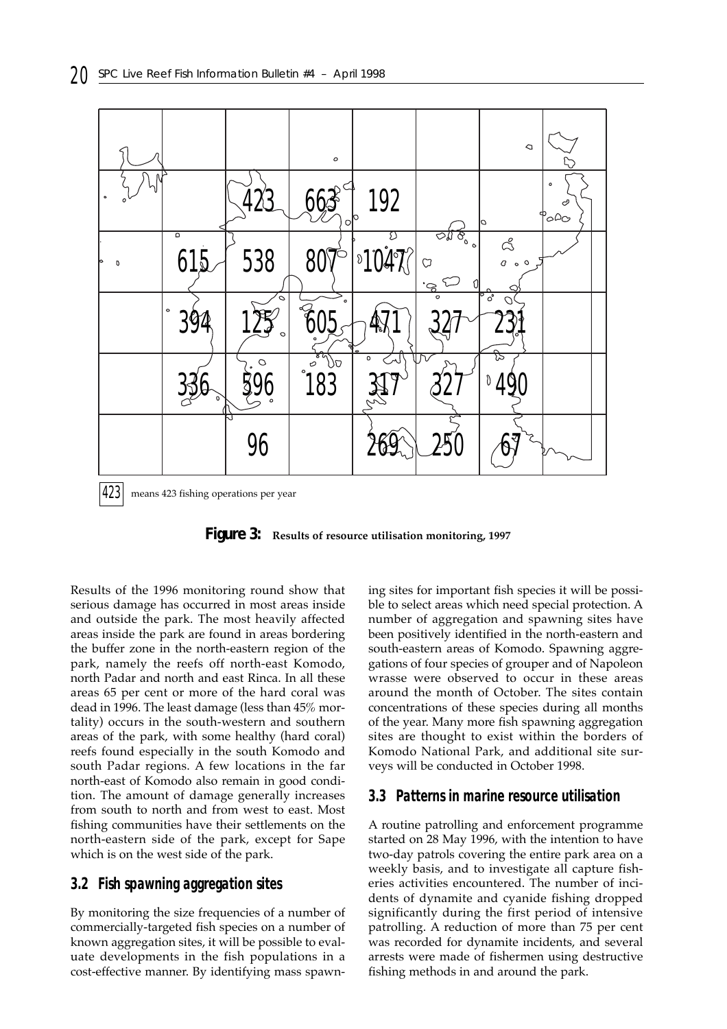| | | | | | | | |
|---|---|---|---|---|---|---|---|
| | | | | | | | |
| | | 423 | 663 | 192 | | | |
| | 615 | 538 | 807 | 1047 | | | |
| | 394 | 125 | 605 | 471 | 327 | 231 | |
| | 336 | 596 | 183 | 317 | 327 | 490 | |
| | | 96 | | 269 | 250 | 67 | |

423 means 423 fishing operations per year

**Figure 3:** Results of resource utilisation monitoring, 1997

Results of the 1996 monitoring round show that serious damage has occurred in most areas inside and outside the park. The most heavily affected areas inside the park are found in areas bordering the buffer zone in the north-eastern region of the park, namely the reefs off north-east Komodo, north Padar and north and east Rinca. In all these areas 65 per cent or more of the hard coral was dead in 1996. The least damage (less than 45% mortality) occurs in the south-western and southern areas of the park, with some healthy (hard coral) reefs found especially in the south Komodo and south Padar regions. A few locations in the far north-east of Komodo also remain in good condition. The amount of damage generally increases from south to north and from west to east. Most fishing communities have their settlements on the north-eastern side of the park, except for Sape which is on the west side of the park.

## 3.2 Fish spawning aggregation sites

By monitoring the size frequencies of a number of commercially-targeted fish species on a number of known aggregation sites, it will be possible to evaluate developments in the fish populations in a cost-effective manner. By identifying mass spawning sites for important fish species it will be possible to select areas which need special protection. A number of aggregation and spawning sites have been positively identified in the north-eastern and south-eastern areas of Komodo. Spawning aggregations of four species of grouper and of Napoleon wrasse were observed to occur in these areas around the month of October. The sites contain concentrations of these species during all months of the year. Many more fish spawning aggregation sites are thought to exist within the borders of Komodo National Park, and additional site surveys will be conducted in October 1998.

## 3.3 Patterns in marine resource utilisation

A routine patrolling and enforcement programme started on 28 May 1996, with the intention to have two-day patrols covering the entire park area on a weekly basis, and to investigate all capture fisheries activities encountered. The number of incidents of dynamite and cyanide fishing dropped significantly during the first period of intensive patrolling. A reduction of more than 75 per cent was recorded for dynamite incidents, and several arrests were made of fishermen using destructive fishing methods in and around the park.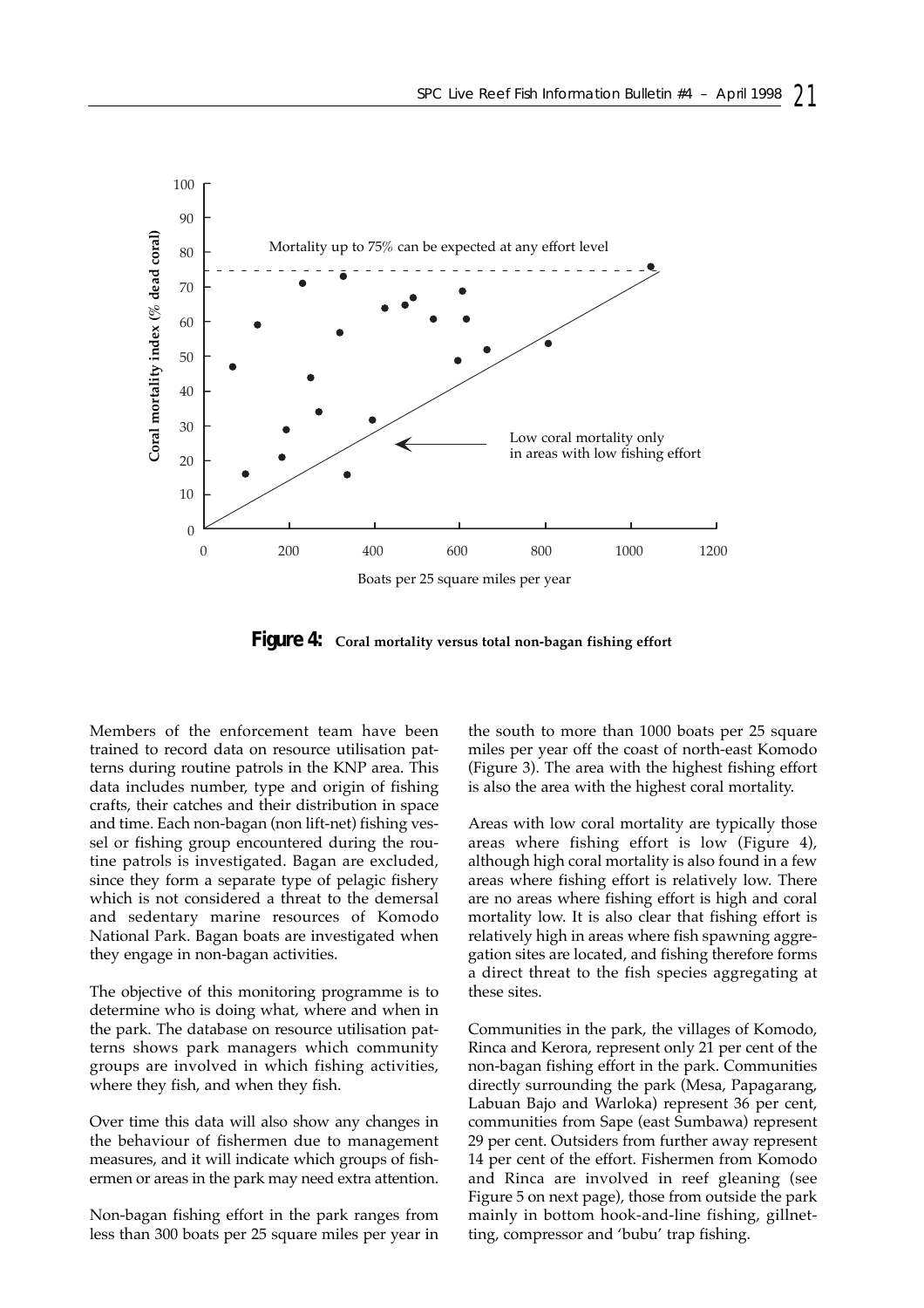**Figure 4: Coral mortality versus total non-bagan fishing effort**

Members of the enforcement team have been trained to record data on resource utilisation patterns during routine patrols in the KNP area. This data includes number, type and origin of fishing crafts, their catches and their distribution in space and time. Each non-bagan (non lift-net) fishing vessel or fishing group encountered during the routine patrols is investigated. Bagan are excluded, since they form a separate type of pelagic fishery which is not considered a threat to the demersal and sedentary marine resources of Komodo National Park. Bagan boats are investigated when they engage in non-bagan activities.

The objective of this monitoring programme is to determine who is doing what, where and when in the park. The database on resource utilisation patterns shows park managers which community groups are involved in which fishing activities, where they fish, and when they fish.

Over time this data will also show any changes in the behaviour of fishermen due to management measures, and it will indicate which groups of fishermen or areas in the park may need extra attention.

Non-bagan fishing effort in the park ranges from less than 300 boats per 25 square miles per year in the south to more than 1000 boats per 25 square miles per year off the coast of north-east Komodo (Figure 3). The area with the highest fishing effort is also the area with the highest coral mortality.

Areas with low coral mortality are typically those areas where fishing effort is low (Figure 4), although high coral mortality is also found in a few areas where fishing effort is relatively low. There are no areas where fishing effort is high and coral mortality low. It is also clear that fishing effort is relatively high in areas where fish spawning aggregation sites are located, and fishing therefore forms a direct threat to the fish species aggregating at these sites.

Communities in the park, the villages of Komodo, Rinca and Kerora, represent only 21 per cent of the non-bagan fishing effort in the park. Communities directly surrounding the park (Mesa, Papagarang, Labuan Bajo and Warloka) represent 36 per cent, communities from Sape (east Sumbawa) represent 29 per cent. Outsiders from further away represent 14 per cent of the effort. Fishermen from Komodo and Rinca are involved in reef gleaning (see Figure 5 on next page), those from outside the park mainly in bottom hook-and-line fishing, gillnetting, compressor and 'bubu' trap fishing.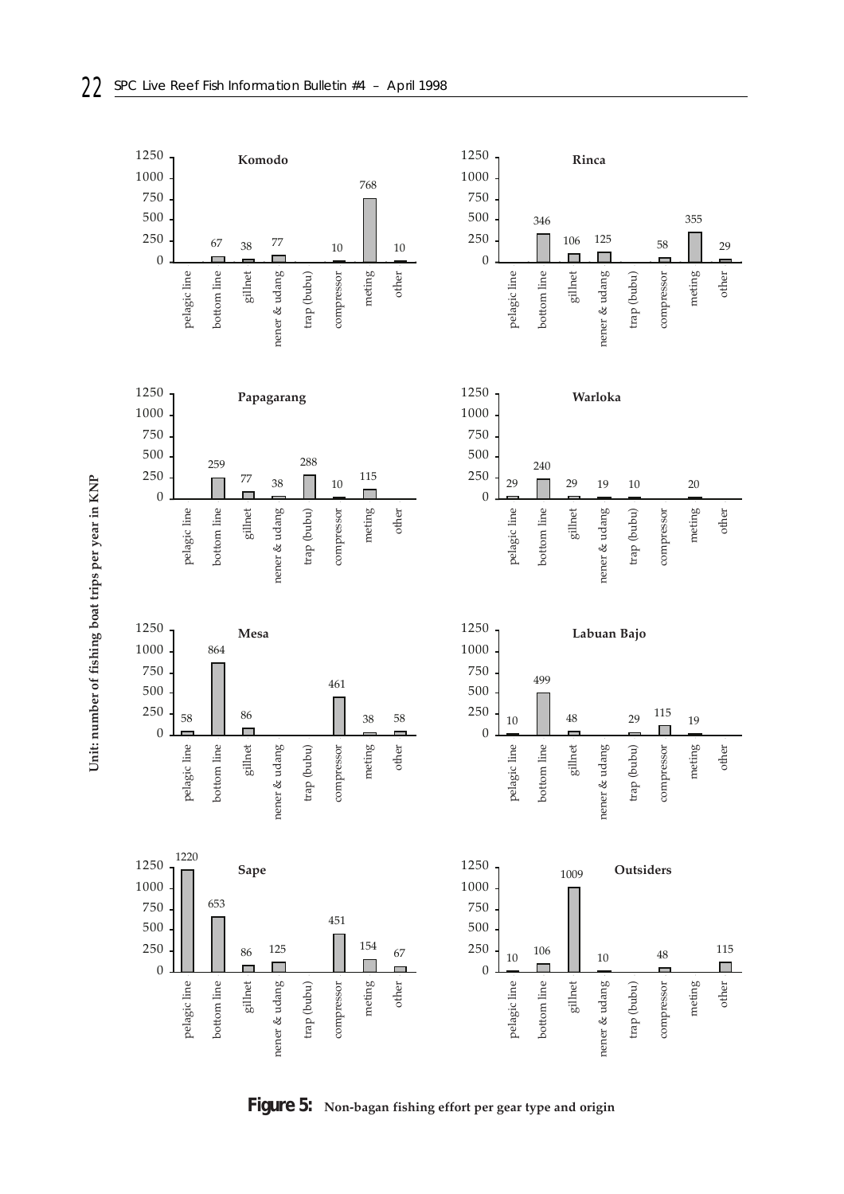Unit: number of fishing boat trips per year in KNP

| Origin | pelagic line | bottom line | gillnet | nener & udang | trap (bubu) | compressor | meting | other |
|---|---|---|---|---|---|---|---|---|
| Komodo | | 67 | 38 | 77 | | 10 | 768 | 10 |
| Rinca | | 346 | 106 | 125 | | 58 | 355 | 29 |
| Papagarang | | 259 | 77 | 38 | 288 | 10 | 115 | |
| Warloka | 29 | 240 | 29 | 19 | 10 | | 20 | |
| Mesa | 58 | 864 | 86 | | | 461 | 38 | 58 |
| Labuan Bajo | 10 | 499 | 48 | | 29 | 115 | 19 | |
| Sape | 1220 | 653 | 86 | 125 | | 451 | 154 | 67 |
| Outsiders | 10 | 106 | 1009 | 10 | | 48 | | 115 |

**Figure 5:** Non-bagan fishing effort per gear type and origin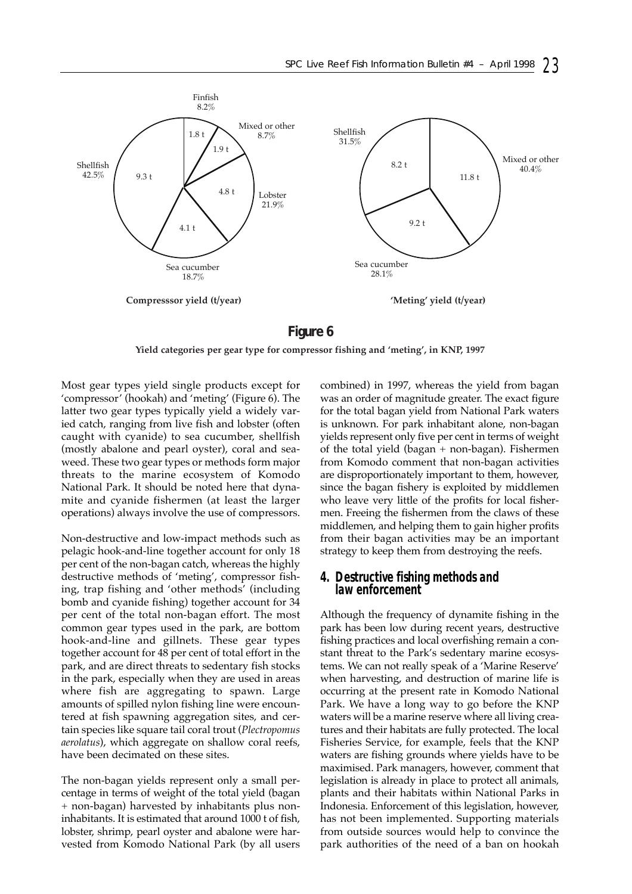Finfish 8.2%

1.8 t

Mixed or other 8.7%

1.9 t

Shellfish 42.5%

9.3 t

4.8 t

Lobster 21.9%

4.1 t

Sea cucumber 18.7%

**Compresssor yield (t/year)**

Shellfish 31.5%

8.2 t

Mixed or other 40.4%

11.8 t

9.2 t

Sea cucumber 28.1%

**'Meting' yield (t/year)**

**Figure 6**

**Yield categories per gear type for compressor fishing and 'meting', in KNP, 1997**

Most gear types yield single products except for 'compressor' (hookah) and 'meting' (Figure 6). The latter two gear types typically yield a widely varied catch, ranging from live fish and lobster (often caught with cyanide) to sea cucumber, shellfish (mostly abalone and pearl oyster), coral and seaweed. These two gear types or methods form major threats to the marine ecosystem of Komodo National Park. It should be noted here that dynamite and cyanide fishermen (at least the larger operations) always involve the use of compressors.

Non-destructive and low-impact methods such as pelagic hook-and-line together account for only 18 per cent of the non-bagan catch, whereas the highly destructive methods of 'meting', compressor fishing, trap fishing and 'other methods' (including bomb and cyanide fishing) together account for 34 per cent of the total non-bagan effort. The most common gear types used in the park, are bottom hook-and-line and gillnets. These gear types together account for 48 per cent of total effort in the park, and are direct threats to sedentary fish stocks in the park, especially when they are used in areas where fish are aggregating to spawn. Large amounts of spilled nylon fishing line were encountered at fish spawning aggregation sites, and certain species like square tail coral trout (*Plectropomus aerolatus*), which aggregate on shallow coral reefs, have been decimated on these sites.

The non-bagan yields represent only a small percentage in terms of weight of the total yield (bagan + non-bagan) harvested by inhabitants plus non-inhabitants. It is estimated that around 1000 t of fish, lobster, shrimp, pearl oyster and abalone were harvested from Komodo National Park (by all users combined) in 1997, whereas the yield from bagan was an order of magnitude greater. The exact figure for the total bagan yield from National Park waters is unknown. For park inhabitant alone, non-bagan yields represent only five per cent in terms of weight of the total yield (bagan + non-bagan). Fishermen from Komodo comment that non-bagan activities are disproportionately important to them, however, since the bagan fishery is exploited by middlemen who leave very little of the profits for local fishermen. Freeing the fishermen from the claws of these middlemen, and helping them to gain higher profits from their bagan activities may be an important strategy to keep them from destroying the reefs.

## 4. Destructive fishing methods and law enforcement

Although the frequency of dynamite fishing in the park has been low during recent years, destructive fishing practices and local overfishing remain a constant threat to the Park's sedentary marine ecosystems. We can not really speak of a 'Marine Reserve' when harvesting, and destruction of marine life is occurring at the present rate in Komodo National Park. We have a long way to go before the KNP waters will be a marine reserve where all living creatures and their habitats are fully protected. The local Fisheries Service, for example, feels that the KNP waters are fishing grounds where yields have to be maximised. Park managers, however, comment that legislation is already in place to protect all animals, plants and their habitats within National Parks in Indonesia. Enforcement of this legislation, however, has not been implemented. Supporting materials from outside sources would help to convince the park authorities of the need of a ban on hookah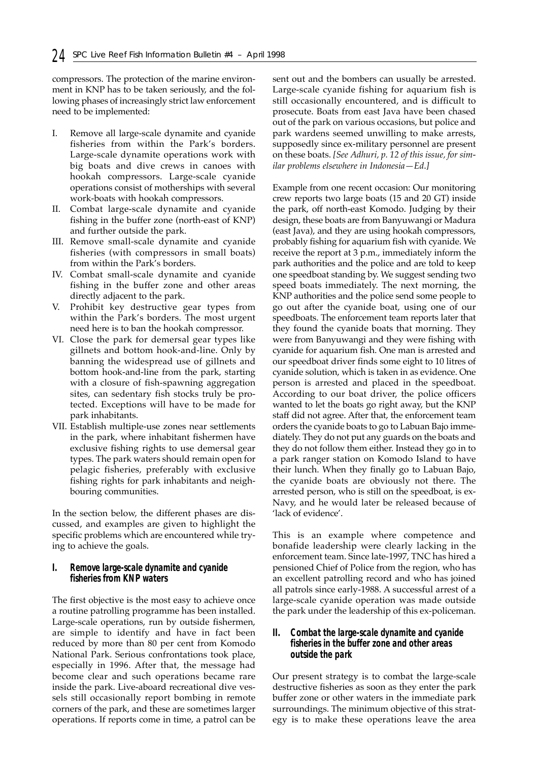compressors. The protection of the marine environment in KNP has to be taken seriously, and the following phases of increasingly strict law enforcement need to be implemented:

I. Remove all large-scale dynamite and cyanide fisheries from within the Park's borders. Large-scale dynamite operations work with big boats and dive crews in canoes with hookah compressors. Large-scale cyanide operations consist of motherships with several work-boats with hookah compressors.
II. Combat large-scale dynamite and cyanide fishing in the buffer zone (north-east of KNP) and further outside the park.
III. Remove small-scale dynamite and cyanide fisheries (with compressors in small boats) from within the Park's borders.
IV. Combat small-scale dynamite and cyanide fishing in the buffer zone and other areas directly adjacent to the park.
V. Prohibit key destructive gear types from within the Park's borders. The most urgent need here is to ban the hookah compressor.
VI. Close the park for demersal gear types like gillnets and bottom hook-and-line. Only by banning the widespread use of gillnets and bottom hook-and-line from the park, starting with a closure of fish-spawning aggregation sites, can sedentary fish stocks truly be protected. Exceptions will have to be made for park inhabitants.
VII. Establish multiple-use zones near settlements in the park, where inhabitant fishermen have exclusive fishing rights to use demersal gear types. The park waters should remain open for pelagic fisheries, preferably with exclusive fishing rights for park inhabitants and neighbouring communities.

In the section below, the different phases are discussed, and examples are given to highlight the specific problems which are encountered while trying to achieve the goals.

### I. Remove large-scale dynamite and cyanide fisheries from KNP waters

The first objective is the most easy to achieve once a routine patrolling programme has been installed. Large-scale operations, run by outside fishermen, are simple to identify and have in fact been reduced by more than 80 per cent from Komodo National Park. Serious confrontations took place, especially in 1996. After that, the message had become clear and such operations became rare inside the park. Live-aboard recreational dive vessels still occasionally report bombing in remote corners of the park, and these are sometimes larger operations. If reports come in time, a patrol can be sent out and the bombers can usually be arrested. Large-scale cyanide fishing for aquarium fish is still occasionally encountered, and is difficult to prosecute. Boats from east Java have been chased out of the park on various occasions, but police and park wardens seemed unwilling to make arrests, supposedly since ex-military personnel are present on these boats. *[See Adhuri, p. 12 of this issue, for similar problems elsewhere in Indonesia—Ed.]*

Example from one recent occasion: Our monitoring crew reports two large boats (15 and 20 GT) inside the park, off north-east Komodo. Judging by their design, these boats are from Banyuwangi or Madura (east Java), and they are using hookah compressors, probably fishing for aquarium fish with cyanide. We receive the report at 3 p.m., immediately inform the park authorities and the police and are told to keep one speedboat standing by. We suggest sending two speed boats immediately. The next morning, the KNP authorities and the police send some people to go out after the cyanide boat, using one of our speedboats. The enforcement team reports later that they found the cyanide boats that morning. They were from Banyuwangi and they were fishing with cyanide for aquarium fish. One man is arrested and our speedboat driver finds some eight to 10 litres of cyanide solution, which is taken in as evidence. One person is arrested and placed in the speedboat. According to our boat driver, the police officers wanted to let the boats go right away, but the KNP staff did not agree. After that, the enforcement team orders the cyanide boats to go to Labuan Bajo immediately. They do not put any guards on the boats and they do not follow them either. Instead they go in to a park ranger station on Komodo Island to have their lunch. When they finally go to Labuan Bajo, the cyanide boats are obviously not there. The arrested person, who is still on the speedboat, is ex-Navy, and he would later be released because of 'lack of evidence'.

This is an example where competence and bonafide leadership were clearly lacking in the enforcement team. Since late-1997, TNC has hired a pensioned Chief of Police from the region, who has an excellent patrolling record and who has joined all patrols since early-1988. A successful arrest of a large-scale cyanide operation was made outside the park under the leadership of this ex-policeman.

### II. Combat the large-scale dynamite and cyanide fisheries in the buffer zone and other areas outside the park

Our present strategy is to combat the large-scale destructive fisheries as soon as they enter the park buffer zone or other waters in the immediate park surroundings. The minimum objective of this strategy is to make these operations leave the area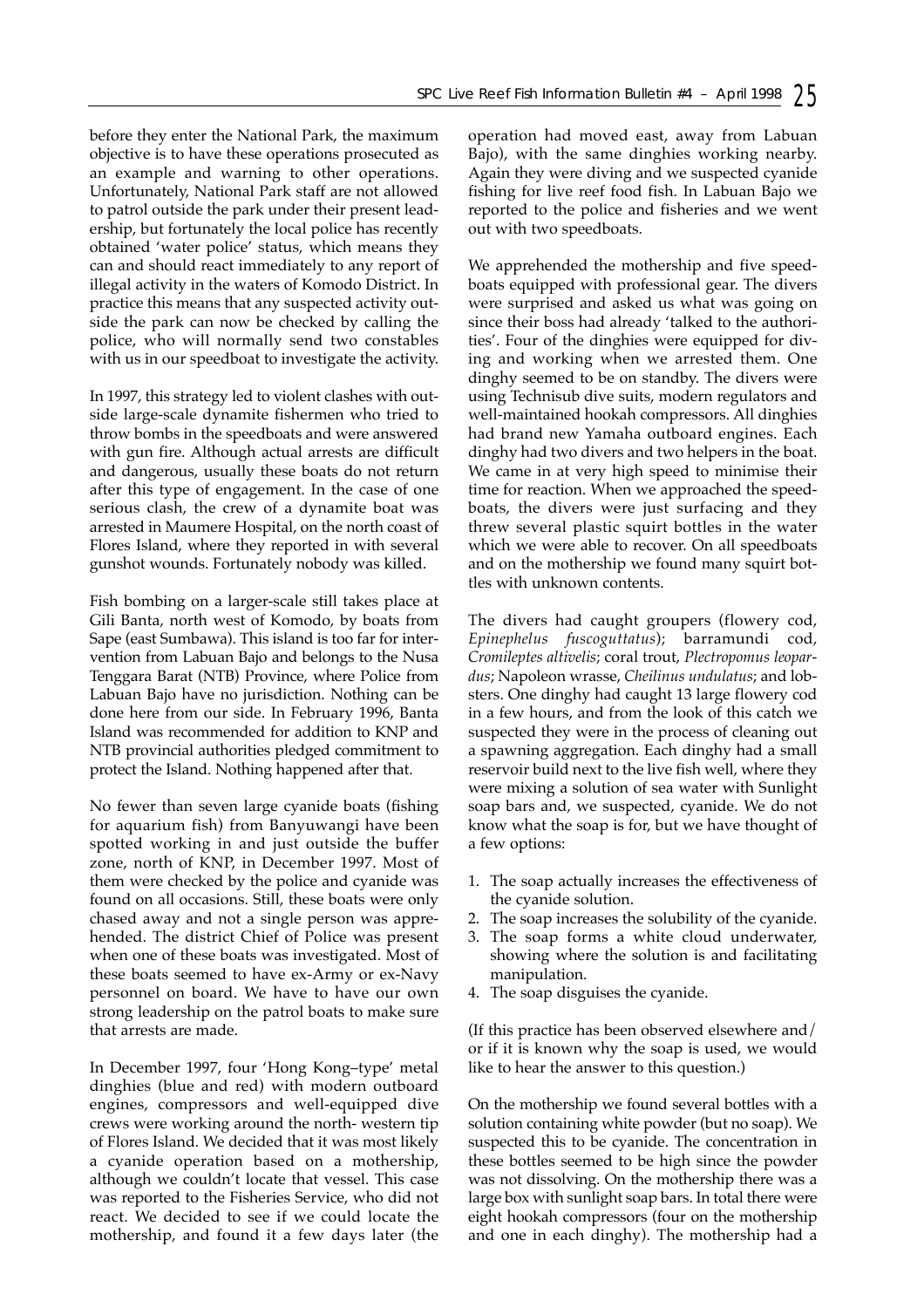before they enter the National Park, the maximum objective is to have these operations prosecuted as an example and warning to other operations. Unfortunately, National Park staff are not allowed to patrol outside the park under their present leadership, but fortunately the local police has recently obtained 'water police' status, which means they can and should react immediately to any report of illegal activity in the waters of Komodo District. In practice this means that any suspected activity outside the park can now be checked by calling the police, who will normally send two constables with us in our speedboat to investigate the activity.

In 1997, this strategy led to violent clashes with outside large-scale dynamite fishermen who tried to throw bombs in the speedboats and were answered with gun fire. Although actual arrests are difficult and dangerous, usually these boats do not return after this type of engagement. In the case of one serious clash, the crew of a dynamite boat was arrested in Maumere Hospital, on the north coast of Flores Island, where they reported in with several gunshot wounds. Fortunately nobody was killed.

Fish bombing on a larger-scale still takes place at Gili Banta, north west of Komodo, by boats from Sape (east Sumbawa). This island is too far for intervention from Labuan Bajo and belongs to the Nusa Tenggara Barat (NTB) Province, where Police from Labuan Bajo have no jurisdiction. Nothing can be done here from our side. In February 1996, Banta Island was recommended for addition to KNP and NTB provincial authorities pledged commitment to protect the Island. Nothing happened after that.

No fewer than seven large cyanide boats (fishing for aquarium fish) from Banyuwangi have been spotted working in and just outside the buffer zone, north of KNP, in December 1997. Most of them were checked by the police and cyanide was found on all occasions. Still, these boats were only chased away and not a single person was apprehended. The district Chief of Police was present when one of these boats was investigated. Most of these boats seemed to have ex-Army or ex-Navy personnel on board. We have to have our own strong leadership on the patrol boats to make sure that arrests are made.

In December 1997, four 'Hong Kong–type' metal dinghies (blue and red) with modern outboard engines, compressors and well-equipped dive crews were working around the north- western tip of Flores Island. We decided that it was most likely a cyanide operation based on a mothership, although we couldn't locate that vessel. This case was reported to the Fisheries Service, who did not react. We decided to see if we could locate the mothership, and found it a few days later (the operation had moved east, away from Labuan Bajo), with the same dinghies working nearby. Again they were diving and we suspected cyanide fishing for live reef food fish. In Labuan Bajo we reported to the police and fisheries and we went out with two speedboats.

We apprehended the mothership and five speedboats equipped with professional gear. The divers were surprised and asked us what was going on since their boss had already 'talked to the authorities'. Four of the dinghies were equipped for diving and working when we arrested them. One dinghy seemed to be on standby. The divers were using Technisub dive suits, modern regulators and well-maintained hookah compressors. All dinghies had brand new Yamaha outboard engines. Each dinghy had two divers and two helpers in the boat. We came in at very high speed to minimise their time for reaction. When we approached the speedboats, the divers were just surfacing and they threw several plastic squirt bottles in the water which we were able to recover. On all speedboats and on the mothership we found many squirt bottles with unknown contents.

The divers had caught groupers (flowery cod, *Epinephelus fuscoguttatus*); barramundi cod, *Cromileptes altivelis*; coral trout, *Plectropomus leopardus*; Napoleon wrasse, *Cheilinus undulatus*; and lobsters. One dinghy had caught 13 large flowery cod in a few hours, and from the look of this catch we suspected they were in the process of cleaning out a spawning aggregation. Each dinghy had a small reservoir build next to the live fish well, where they were mixing a solution of sea water with Sunlight soap bars and, we suspected, cyanide. We do not know what the soap is for, but we have thought of a few options:

1. The soap actually increases the effectiveness of the cyanide solution.
2. The soap increases the solubility of the cyanide.
3. The soap forms a white cloud underwater, showing where the solution is and facilitating manipulation.
4. The soap disguises the cyanide.

(If this practice has been observed elsewhere and/or if it is known why the soap is used, we would like to hear the answer to this question.)

On the mothership we found several bottles with a solution containing white powder (but no soap). We suspected this to be cyanide. The concentration in these bottles seemed to be high since the powder was not dissolving. On the mothership there was a large box with sunlight soap bars. In total there were eight hookah compressors (four on the mothership and one in each dinghy). The mothership had a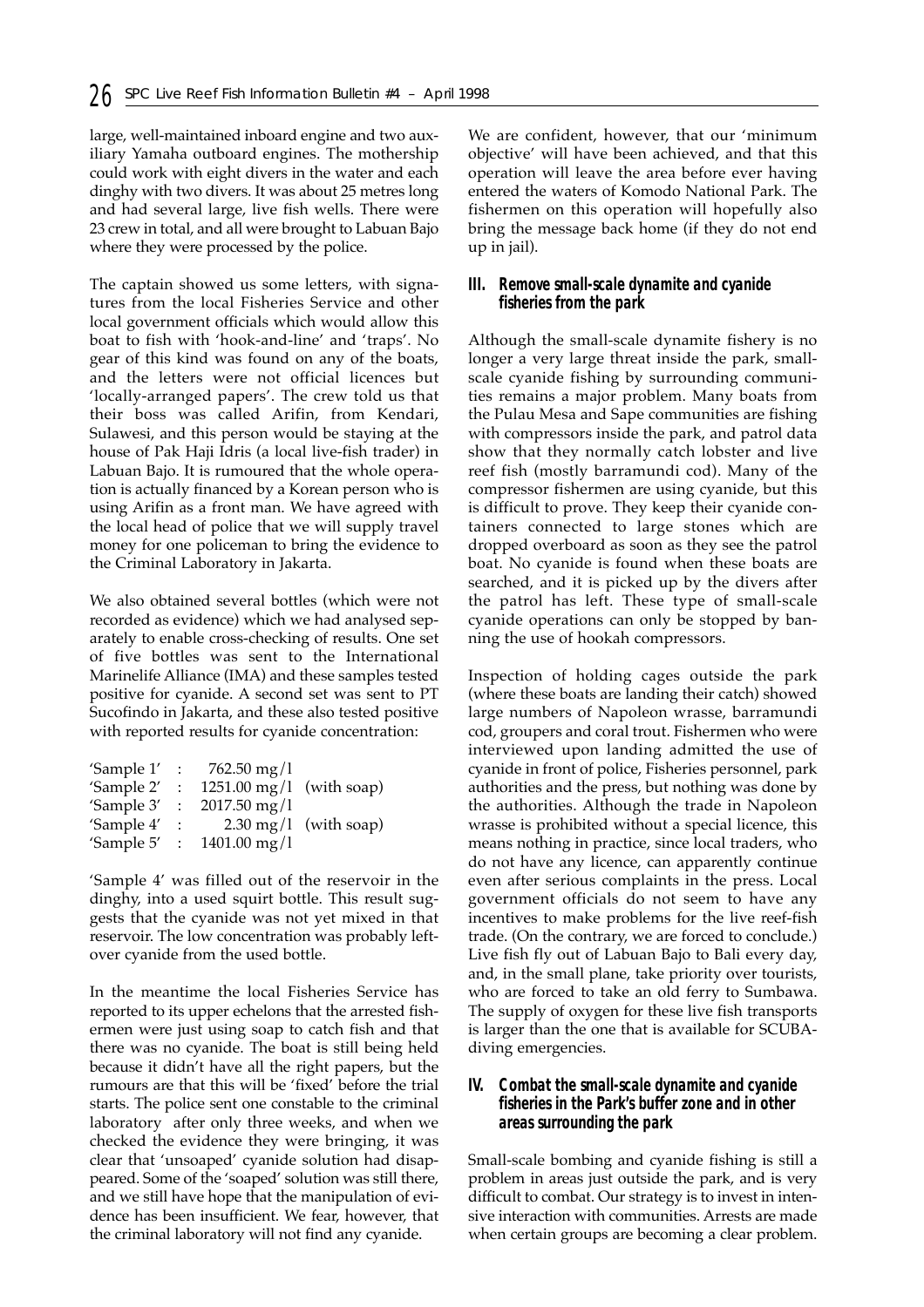large, well-maintained inboard engine and two auxiliary Yamaha outboard engines. The mothership could work with eight divers in the water and each dinghy with two divers. It was about 25 metres long and had several large, live fish wells. There were 23 crew in total, and all were brought to Labuan Bajo where they were processed by the police.

The captain showed us some letters, with signatures from the local Fisheries Service and other local government officials which would allow this boat to fish with 'hook-and-line' and 'traps'. No gear of this kind was found on any of the boats, and the letters were not official licences but 'locally-arranged papers'. The crew told us that their boss was called Arifin, from Kendari, Sulawesi, and this person would be staying at the house of Pak Haji Idris (a local live-fish trader) in Labuan Bajo. It is rumoured that the whole operation is actually financed by a Korean person who is using Arifin as a front man. We have agreed with the local head of police that we will supply travel money for one policeman to bring the evidence to the Criminal Laboratory in Jakarta.

We also obtained several bottles (which were not recorded as evidence) which we had analysed separately to enable cross-checking of results. One set of five bottles was sent to the International Marinelife Alliance (IMA) and these samples tested positive for cyanide. A second set was sent to PT Sucofindo in Jakarta, and these also tested positive with reported results for cyanide concentration:

| | | | |
|---|---|---|---|
| 'Sample 1' | : | 762.50 mg/l | |
| 'Sample 2' | : | 1251.00 mg/l | (with soap) |
| 'Sample 3' | : | 2017.50 mg/l | |
| 'Sample 4' | : | 2.30 mg/l | (with soap) |
| 'Sample 5' | : | 1401.00 mg/l | |

'Sample 4' was filled out of the reservoir in the dinghy, into a used squirt bottle. This result suggests that the cyanide was not yet mixed in that reservoir. The low concentration was probably leftover cyanide from the used bottle.

In the meantime the local Fisheries Service has reported to its upper echelons that the arrested fishermen were just using soap to catch fish and that there was no cyanide. The boat is still being held because it didn't have all the right papers, but the rumours are that this will be 'fixed' before the trial starts. The police sent one constable to the criminal laboratory after only three weeks, and when we checked the evidence they were bringing, it was clear that 'unsoaped' cyanide solution had disappeared. Some of the 'soaped' solution was still there, and we still have hope that the manipulation of evidence has been insufficient. We fear, however, that the criminal laboratory will not find any cyanide.

We are confident, however, that our 'minimum objective' will have been achieved, and that this operation will leave the area before ever having entered the waters of Komodo National Park. The fishermen on this operation will hopefully also bring the message back home (if they do not end up in jail).

### III. Remove small-scale dynamite and cyanide fisheries from the park

Although the small-scale dynamite fishery is no longer a very large threat inside the park, small-scale cyanide fishing by surrounding communities remains a major problem. Many boats from the Pulau Mesa and Sape communities are fishing with compressors inside the park, and patrol data show that they normally catch lobster and live reef fish (mostly barramundi cod). Many of the compressor fishermen are using cyanide, but this is difficult to prove. They keep their cyanide containers connected to large stones which are dropped overboard as soon as they see the patrol boat. No cyanide is found when these boats are searched, and it is picked up by the divers after the patrol has left. These type of small-scale cyanide operations can only be stopped by banning the use of hookah compressors.

Inspection of holding cages outside the park (where these boats are landing their catch) showed large numbers of Napoleon wrasse, barramundi cod, groupers and coral trout. Fishermen who were interviewed upon landing admitted the use of cyanide in front of police, Fisheries personnel, park authorities and the press, but nothing was done by the authorities. Although the trade in Napoleon wrasse is prohibited without a special licence, this means nothing in practice, since local traders, who do not have any licence, can apparently continue even after serious complaints in the press. Local government officials do not seem to have any incentives to make problems for the live reef-fish trade. (On the contrary, we are forced to conclude.) Live fish fly out of Labuan Bajo to Bali every day, and, in the small plane, take priority over tourists, who are forced to take an old ferry to Sumbawa. The supply of oxygen for these live fish transports is larger than the one that is available for SCUBA-diving emergencies.

### IV. Combat the small-scale dynamite and cyanide fisheries in the Park's buffer zone and in other areas surrounding the park

Small-scale bombing and cyanide fishing is still a problem in areas just outside the park, and is very difficult to combat. Our strategy is to invest in intensive interaction with communities. Arrests are made when certain groups are becoming a clear problem.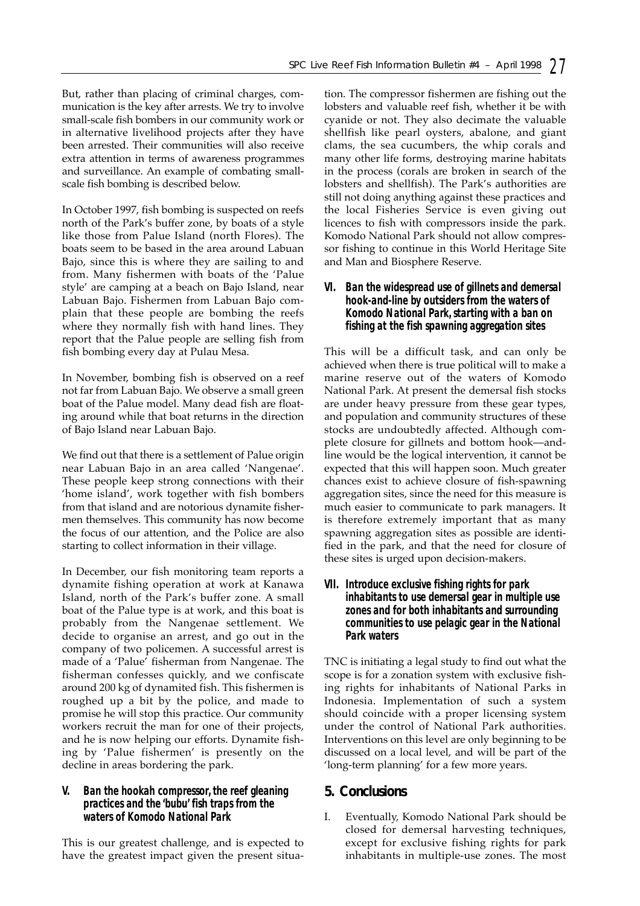But, rather than placing of criminal charges, communication is the key after arrests. We try to involve small-scale fish bombers in our community work or in alternative livelihood projects after they have been arrested. Their communities will also receive extra attention in terms of awareness programmes and surveillance. An example of combating small-scale fish bombing is described below.

In October 1997, fish bombing is suspected on reefs north of the Park's buffer zone, by boats of a style like those from Palue Island (north Flores). The boats seem to be based in the area around Labuan Bajo, since this is where they are sailing to and from. Many fishermen with boats of the 'Palue style' are camping at a beach on Bajo Island, near Labuan Bajo. Fishermen from Labuan Bajo complain that these people are bombing the reefs where they normally fish with hand lines. They report that the Palue people are selling fish from fish bombing every day at Pulau Mesa.

In November, bombing fish is observed on a reef not far from Labuan Bajo. We observe a small green boat of the Palue model. Many dead fish are floating around while that boat returns in the direction of Bajo Island near Labuan Bajo.

We find out that there is a settlement of Palue origin near Labuan Bajo in an area called 'Nangenae'. These people keep strong connections with their 'home island', work together with fish bombers from that island and are notorious dynamite fishermen themselves. This community has now become the focus of our attention, and the Police are also starting to collect information in their village.

In December, our fish monitoring team reports a dynamite fishing operation at work at Kanawa Island, north of the Park's buffer zone. A small boat of the Palue type is at work, and this boat is probably from the Nangenae settlement. We decide to organise an arrest, and go out in the company of two policemen. A successful arrest is made of a 'Palue' fisherman from Nangenae. The fisherman confesses quickly, and we confiscate around 200 kg of dynamited fish. This fishermen is roughed up a bit by the police, and made to promise he will stop this practice. Our community workers recruit the man for one of their projects, and he is now helping our efforts. Dynamite fishing by 'Palue fishermen' is presently on the decline in areas bordering the park.

### V. Ban the hookah compressor, the reef gleaning practices and the 'bubu' fish traps from the waters of Komodo National Park

This is our greatest challenge, and is expected to have the greatest impact given the present situation. The compressor fishermen are fishing out the lobsters and valuable reef fish, whether it be with cyanide or not. They also decimate the valuable shellfish like pearl oysters, abalone, and giant clams, the sea cucumbers, the whip corals and many other life forms, destroying marine habitats in the process (corals are broken in search of the lobsters and shellfish). The Park's authorities are still not doing anything against these practices and the local Fisheries Service is even giving out licences to fish with compressors inside the park. Komodo National Park should not allow compressor fishing to continue in this World Heritage Site and Man and Biosphere Reserve.

### VI. Ban the widespread use of gillnets and demersal hook-and-line by outsiders from the waters of Komodo National Park, starting with a ban on fishing at the fish spawning aggregation sites

This will be a difficult task, and can only be achieved when there is true political will to make a marine reserve out of the waters of Komodo National Park. At present the demersal fish stocks are under heavy pressure from these gear types, and population and community structures of these stocks are undoubtedly affected. Although complete closure for gillnets and bottom hook—and-line would be the logical intervention, it cannot be expected that this will happen soon. Much greater chances exist to achieve closure of fish-spawning aggregation sites, since the need for this measure is much easier to communicate to park managers. It is therefore extremely important that as many spawning aggregation sites as possible are identified in the park, and that the need for closure of these sites is urged upon decision-makers.

### VII. Introduce exclusive fishing rights for park inhabitants to use demersal gear in multiple use zones and for both inhabitants and surrounding communities to use pelagic gear in the National Park waters

TNC is initiating a legal study to find out what the scope is for a zonation system with exclusive fishing rights for inhabitants of National Parks in Indonesia. Implementation of such a system should coincide with a proper licensing system under the control of National Park authorities. Interventions on this level are only beginning to be discussed on a local level, and will be part of the 'long-term planning' for a few more years.

## 5. Conclusions

I. Eventually, Komodo National Park should be closed for demersal harvesting techniques, except for exclusive fishing rights for park inhabitants in multiple-use zones. The most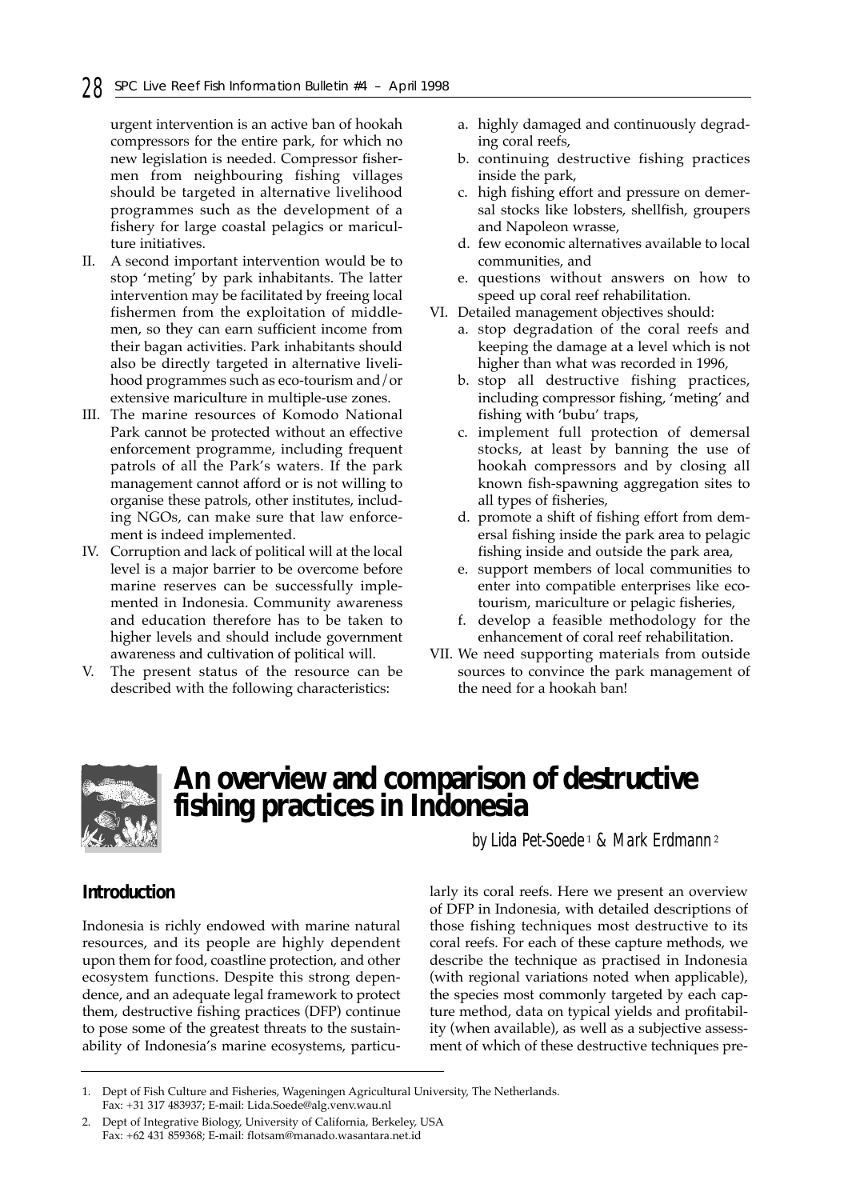urgent intervention is an active ban of hookah compressors for the entire park, for which no new legislation is needed. Compressor fishermen from neighbouring fishing villages should be targeted in alternative livelihood programmes such as the development of a fishery for large coastal pelagics or mariculture initiatives.

II. A second important intervention would be to stop 'meting' by park inhabitants. The latter intervention may be facilitated by freeing local fishermen from the exploitation of middlemen, so they can earn sufficient income from their bagan activities. Park inhabitants should also be directly targeted in alternative livelihood programmes such as eco-tourism and/or extensive mariculture in multiple-use zones.

III. The marine resources of Komodo National Park cannot be protected without an effective enforcement programme, including frequent patrols of all the Park's waters. If the park management cannot afford or is not willing to organise these patrols, other institutes, including NGOs, can make sure that law enforcement is indeed implemented.

IV. Corruption and lack of political will at the local level is a major barrier to be overcome before marine reserves can be successfully implemented in Indonesia. Community awareness and education therefore has to be taken to higher levels and should include government awareness and cultivation of political will.

V. The present status of the resource can be described with the following characteristics:

   a. highly damaged and continuously degrading coral reefs,
   b. continuing destructive fishing practices inside the park,
   c. high fishing effort and pressure on demersal stocks like lobsters, shellfish, groupers and Napoleon wrasse,
   d. few economic alternatives available to local communities, and
   e. questions without answers on how to speed up coral reef rehabilitation.

VI. Detailed management objectives should:

   a. stop degradation of the coral reefs and keeping the damage at a level which is not higher than what was recorded in 1996,
   b. stop all destructive fishing practices, including compressor fishing, 'meting' and fishing with 'bubu' traps,
   c. implement full protection of demersal stocks, at least by banning the use of hookah compressors and by closing all known fish-spawning aggregation sites to all types of fisheries,
   d. promote a shift of fishing effort from demersal fishing inside the park area to pelagic fishing inside and outside the park area,
   e. support members of local communities to enter into compatible enterprises like ecotourism, mariculture or pelagic fisheries,
   f. develop a feasible methodology for the enhancement of coral reef rehabilitation.

VII. We need supporting materials from outside sources to convince the park management of the need for a hookah ban!

# An overview and comparison of destructive fishing practices in Indonesia

*by Lida Pet-Soede[1] & Mark Erdmann[2]*

## Introduction

Indonesia is richly endowed with marine natural resources, and its people are highly dependent upon them for food, coastline protection, and other ecosystem functions. Despite this strong dependence, and an adequate legal framework to protect them, destructive fishing practices (DFP) continue to pose some of the greatest threats to the sustainability of Indonesia's marine ecosystems, particularly its coral reefs. Here we present an overview of DFP in Indonesia, with detailed descriptions of those fishing techniques most destructive to its coral reefs. For each of these capture methods, we describe the technique as practised in Indonesia (with regional variations noted when applicable), the species most commonly targeted by each capture method, data on typical yields and profitability (when available), as well as a subjective assessment of which of these destructive techniques pre-

1. Dept of Fish Culture and Fisheries, Wageningen Agricultural University, The Netherlands. Fax: +31 317 483937; E-mail: Lida.Soede@alg.venv.wau.nl
2. Dept of Integrative Biology, University of California, Berkeley, USA Fax: +62 431 859368; E-mail: flotsam@manado.wasantara.net.id